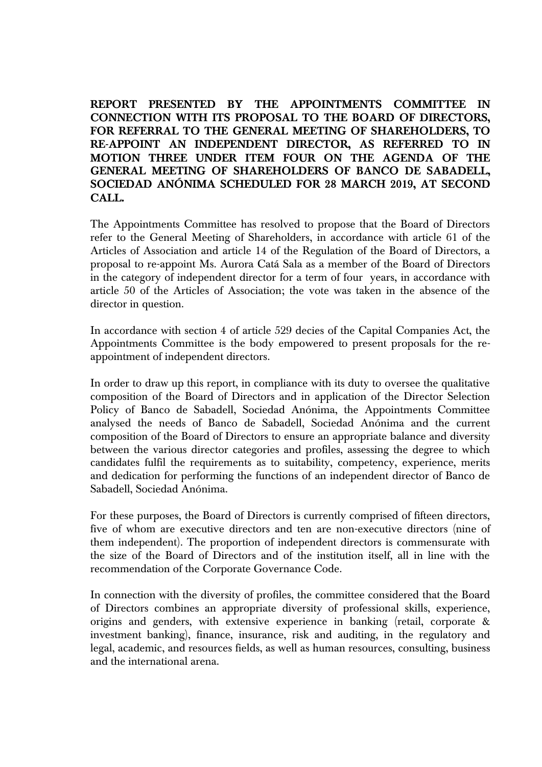**REPORT PRESENTED BY THE APPOINTMENTS COMMITTEE IN CONNECTION WITH ITS PROPOSAL TO THE BOARD OF DIRECTORS, FOR REFERRAL TO THE GENERAL MEETING OF SHAREHOLDERS, TO RE-APPOINT AN INDEPENDENT DIRECTOR, AS REFERRED TO IN MOTION THREE UNDER ITEM FOUR ON THE AGENDA OF THE GENERAL MEETING OF SHAREHOLDERS OF BANCO DE SABADELL, SOCIEDAD ANÓNIMA SCHEDULED FOR 28 MARCH 2019, AT SECOND CALL.**

The Appointments Committee has resolved to propose that the Board of Directors refer to the General Meeting of Shareholders, in accordance with article 61 of the Articles of Association and article 14 of the Regulation of the Board of Directors, a proposal to re-appoint Ms. Aurora Catá Sala as a member of the Board of Directors in the category of independent director for a term of four years, in accordance with article 50 of the Articles of Association; the vote was taken in the absence of the director in question.

In accordance with section 4 of article 529 decies of the Capital Companies Act, the Appointments Committee is the body empowered to present proposals for the re-appointment of independent directors.

In order to draw up this report, in compliance with its duty to oversee the qualitative composition of the Board of Directors and in application of the Director Selection Policy of Banco de Sabadell, Sociedad Anónima, the Appointments Committee analysed the needs of Banco de Sabadell, Sociedad Anónima and the current composition of the Board of Directors to ensure an appropriate balance and diversity between the various director categories and profiles, assessing the degree to which candidates fulfil the requirements as to suitability, competency, experience, merits and dedication for performing the functions of an independent director of Banco de Sabadell, Sociedad Anónima.

For these purposes, the Board of Directors is currently comprised of fifteen directors, five of whom are executive directors and ten are non-executive directors (nine of them independent). The proportion of independent directors is commensurate with the size of the Board of Directors and of the institution itself, all in line with the recommendation of the Corporate Governance Code.

In connection with the diversity of profiles, the committee considered that the Board of Directors combines an appropriate diversity of professional skills, experience, origins and genders, with extensive experience in banking (retail, corporate & investment banking), finance, insurance, risk and auditing, in the regulatory and legal, academic, and resources fields, as well as human resources, consulting, business and the international arena.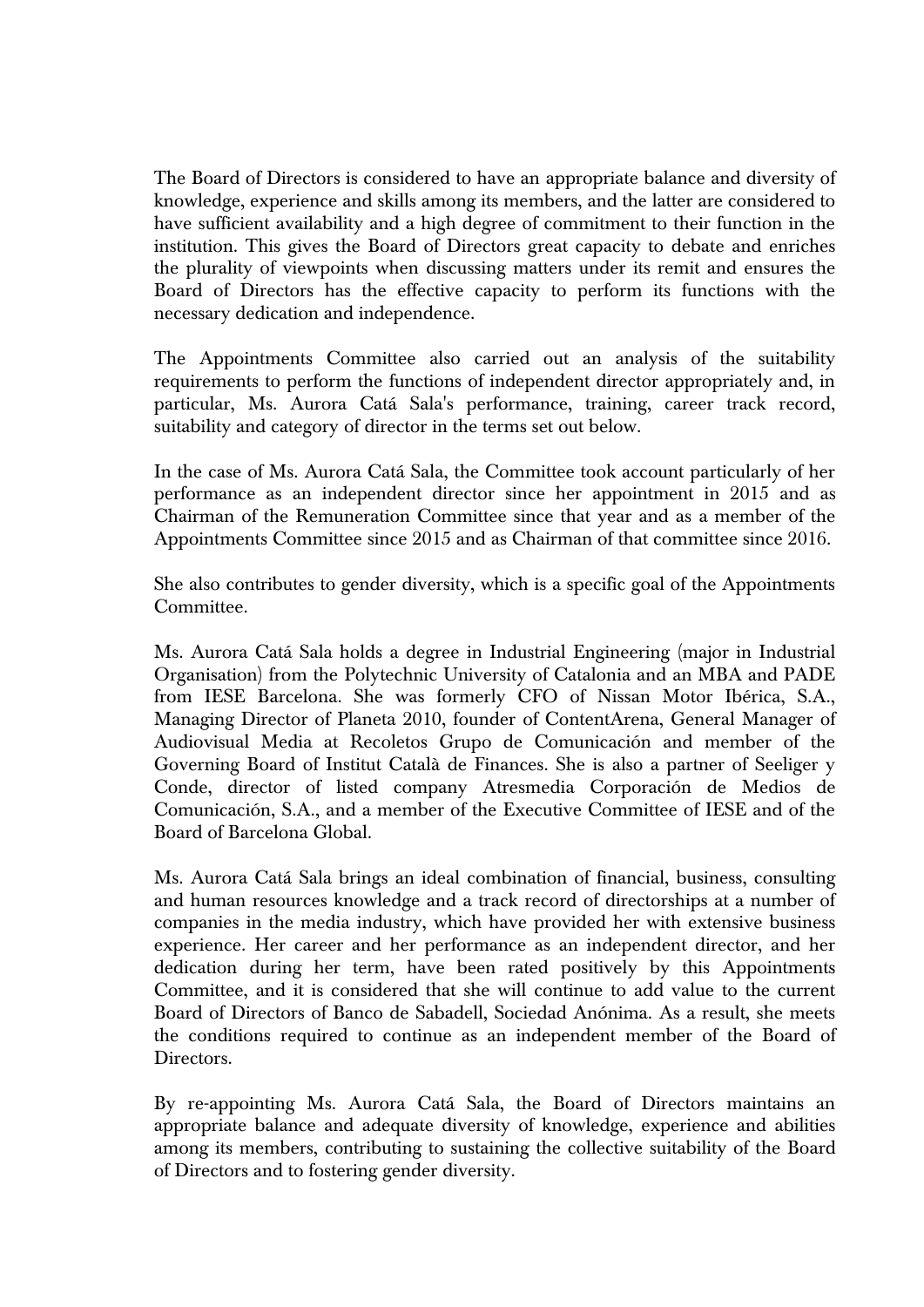The Board of Directors is considered to have an appropriate balance and diversity of knowledge, experience and skills among its members, and the latter are considered to have sufficient availability and a high degree of commitment to their function in the institution. This gives the Board of Directors great capacity to debate and enriches the plurality of viewpoints when discussing matters under its remit and ensures the Board of Directors has the effective capacity to perform its functions with the necessary dedication and independence.

The Appointments Committee also carried out an analysis of the suitability requirements to perform the functions of independent director appropriately and, in particular, Ms. Aurora Catá Sala's performance, training, career track record, suitability and category of director in the terms set out below.

In the case of Ms. Aurora Catá Sala, the Committee took account particularly of her performance as an independent director since her appointment in 2015 and as Chairman of the Remuneration Committee since that year and as a member of the Appointments Committee since 2015 and as Chairman of that committee since 2016.

She also contributes to gender diversity, which is a specific goal of the Appointments Committee.

Ms. Aurora Catá Sala holds a degree in Industrial Engineering (major in Industrial Organisation) from the Polytechnic University of Catalonia and an MBA and PADE from IESE Barcelona. She was formerly CFO of Nissan Motor Ibérica, S.A., Managing Director of Planeta 2010, founder of ContentArena, General Manager of Audiovisual Media at Recoletos Grupo de Comunicación and member of the Governing Board of Institut Català de Finances. She is also a partner of Seeliger y Conde, director of listed company Atresmedia Corporación de Medios de Comunicación, S.A., and a member of the Executive Committee of IESE and of the Board of Barcelona Global.

Ms. Aurora Catá Sala brings an ideal combination of financial, business, consulting and human resources knowledge and a track record of directorships at a number of companies in the media industry, which have provided her with extensive business experience. Her career and her performance as an independent director, and her dedication during her term, have been rated positively by this Appointments Committee, and it is considered that she will continue to add value to the current Board of Directors of Banco de Sabadell, Sociedad Anónima. As a result, she meets the conditions required to continue as an independent member of the Board of Directors.

By re-appointing Ms. Aurora Catá Sala, the Board of Directors maintains an appropriate balance and adequate diversity of knowledge, experience and abilities among its members, contributing to sustaining the collective suitability of the Board of Directors and to fostering gender diversity.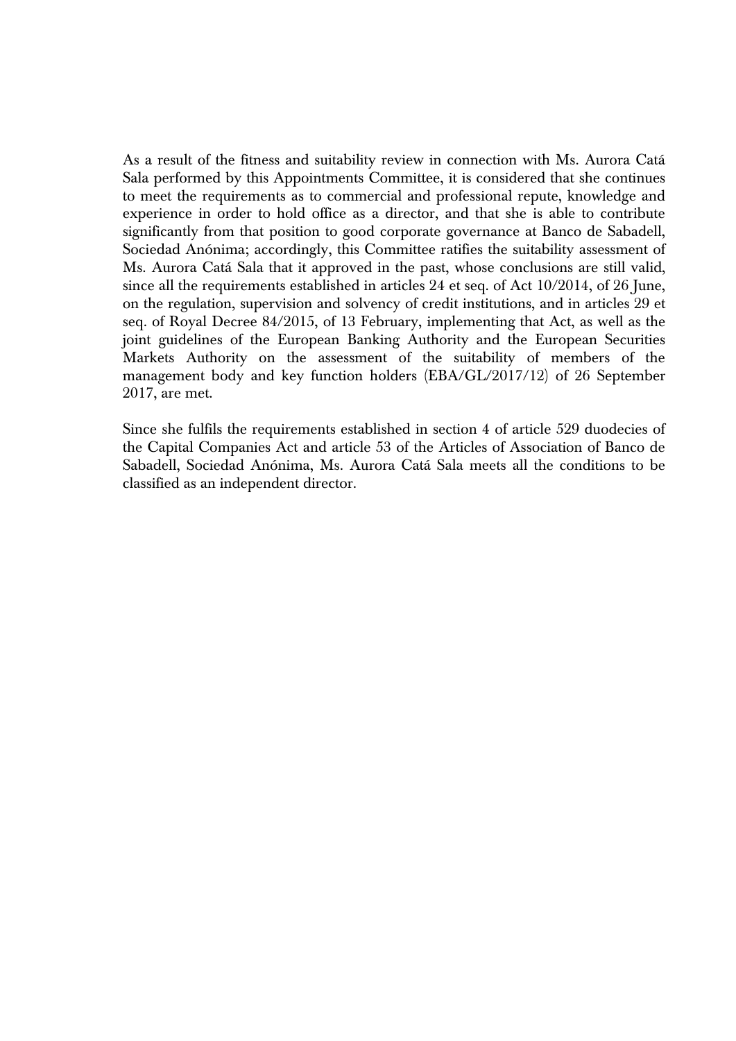As a result of the fitness and suitability review in connection with Ms. Aurora Catá Sala performed by this Appointments Committee, it is considered that she continues to meet the requirements as to commercial and professional repute, knowledge and experience in order to hold office as a director, and that she is able to contribute significantly from that position to good corporate governance at Banco de Sabadell, Sociedad Anónima; accordingly, this Committee ratifies the suitability assessment of Ms. Aurora Catá Sala that it approved in the past, whose conclusions are still valid, since all the requirements established in articles 24 et seq. of Act 10/2014, of 26 June, on the regulation, supervision and solvency of credit institutions, and in articles 29 et seq. of Royal Decree 84/2015, of 13 February, implementing that Act, as well as the joint guidelines of the European Banking Authority and the European Securities Markets Authority on the assessment of the suitability of members of the management body and key function holders (EBA/GL/2017/12) of 26 September 2017, are met.

Since she fulfils the requirements established in section 4 of article 529 duodecies of the Capital Companies Act and article 53 of the Articles of Association of Banco de Sabadell, Sociedad Anónima, Ms. Aurora Catá Sala meets all the conditions to be classified as an independent director.